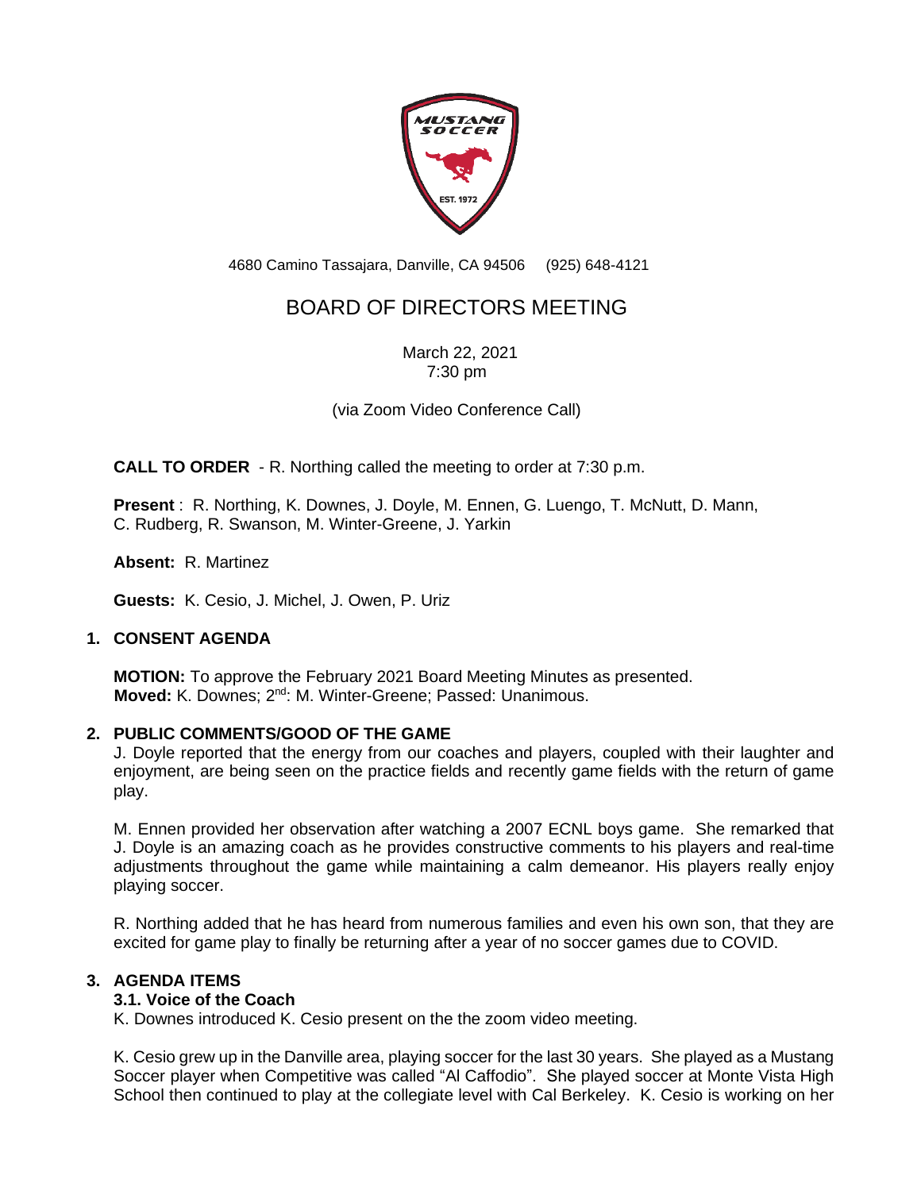4680 Camino Tassajara, Danville, CA 94506 (925) 648-4121

# BOARD OF DIRECTORS MEETING

March 22, 2021
7:30 pm

(via Zoom Video Conference Call)

**CALL TO ORDER** - R. Northing called the meeting to order at 7:30 p.m.

**Present** : R. Northing, K. Downes, J. Doyle, M. Ennen, G. Luengo, T. McNutt, D. Mann, C. Rudberg, R. Swanson, M. Winter-Greene, J. Yarkin

**Absent:** R. Martinez

**Guests:** K. Cesio, J. Michel, J. Owen, P. Uriz

## 1. CONSENT AGENDA

**MOTION:** To approve the February 2021 Board Meeting Minutes as presented.
**Moved:** K. Downes; 2nd: M. Winter-Greene; Passed: Unanimous.

## 2. PUBLIC COMMENTS/GOOD OF THE GAME

J. Doyle reported that the energy from our coaches and players, coupled with their laughter and enjoyment, are being seen on the practice fields and recently game fields with the return of game play.

M. Ennen provided her observation after watching a 2007 ECNL boys game. She remarked that J. Doyle is an amazing coach as he provides constructive comments to his players and real-time adjustments throughout the game while maintaining a calm demeanor. His players really enjoy playing soccer.

R. Northing added that he has heard from numerous families and even his own son, that they are excited for game play to finally be returning after a year of no soccer games due to COVID.

## 3. AGENDA ITEMS

### 3.1. Voice of the Coach

K. Downes introduced K. Cesio present on the the zoom video meeting.

K. Cesio grew up in the Danville area, playing soccer for the last 30 years. She played as a Mustang Soccer player when Competitive was called "Al Caffodio". She played soccer at Monte Vista High School then continued to play at the collegiate level with Cal Berkeley. K. Cesio is working on her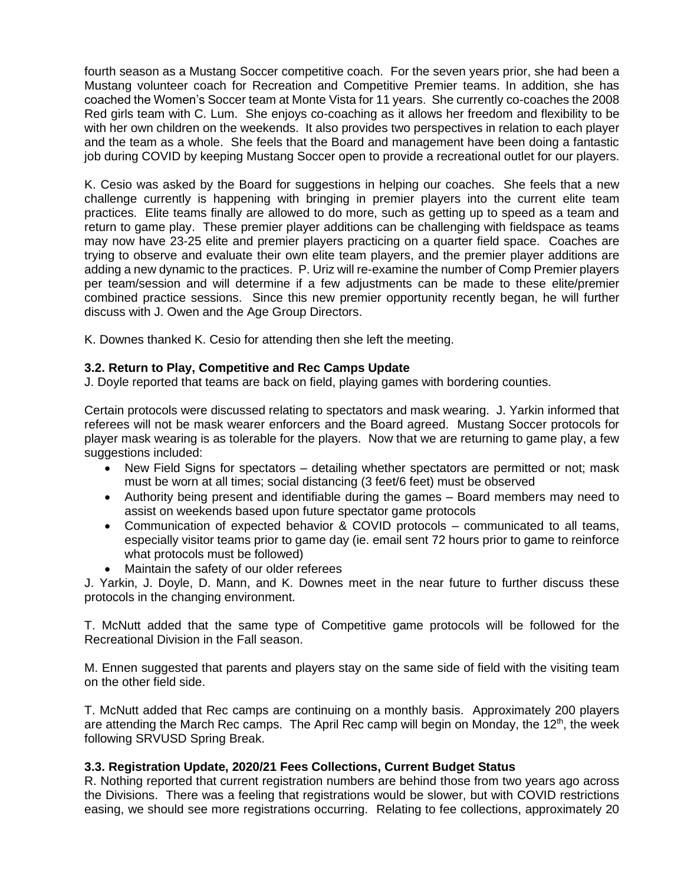fourth season as a Mustang Soccer competitive coach. For the seven years prior, she had been a Mustang volunteer coach for Recreation and Competitive Premier teams. In addition, she has coached the Women's Soccer team at Monte Vista for 11 years. She currently co-coaches the 2008 Red girls team with C. Lum. She enjoys co-coaching as it allows her freedom and flexibility to be with her own children on the weekends. It also provides two perspectives in relation to each player and the team as a whole. She feels that the Board and management have been doing a fantastic job during COVID by keeping Mustang Soccer open to provide a recreational outlet for our players.

K. Cesio was asked by the Board for suggestions in helping our coaches. She feels that a new challenge currently is happening with bringing in premier players into the current elite team practices. Elite teams finally are allowed to do more, such as getting up to speed as a team and return to game play. These premier player additions can be challenging with fieldspace as teams may now have 23-25 elite and premier players practicing on a quarter field space. Coaches are trying to observe and evaluate their own elite team players, and the premier player additions are adding a new dynamic to the practices. P. Uriz will re-examine the number of Comp Premier players per team/session and will determine if a few adjustments can be made to these elite/premier combined practice sessions. Since this new premier opportunity recently began, he will further discuss with J. Owen and the Age Group Directors.

K. Downes thanked K. Cesio for attending then she left the meeting.

**3.2. Return to Play, Competitive and Rec Camps Update**

J. Doyle reported that teams are back on field, playing games with bordering counties.

Certain protocols were discussed relating to spectators and mask wearing. J. Yarkin informed that referees will not be mask wearer enforcers and the Board agreed. Mustang Soccer protocols for player mask wearing is as tolerable for the players. Now that we are returning to game play, a few suggestions included:

- New Field Signs for spectators – detailing whether spectators are permitted or not; mask must be worn at all times; social distancing (3 feet/6 feet) must be observed
- Authority being present and identifiable during the games – Board members may need to assist on weekends based upon future spectator game protocols
- Communication of expected behavior & COVID protocols – communicated to all teams, especially visitor teams prior to game day (ie. email sent 72 hours prior to game to reinforce what protocols must be followed)
- Maintain the safety of our older referees

J. Yarkin, J. Doyle, D. Mann, and K. Downes meet in the near future to further discuss these protocols in the changing environment.

T. McNutt added that the same type of Competitive game protocols will be followed for the Recreational Division in the Fall season.

M. Ennen suggested that parents and players stay on the same side of field with the visiting team on the other field side.

T. McNutt added that Rec camps are continuing on a monthly basis. Approximately 200 players are attending the March Rec camps. The April Rec camp will begin on Monday, the 12th, the week following SRVUSD Spring Break.

**3.3. Registration Update, 2020/21 Fees Collections, Current Budget Status**

R. Nothing reported that current registration numbers are behind those from two years ago across the Divisions. There was a feeling that registrations would be slower, but with COVID restrictions easing, we should see more registrations occurring. Relating to fee collections, approximately 20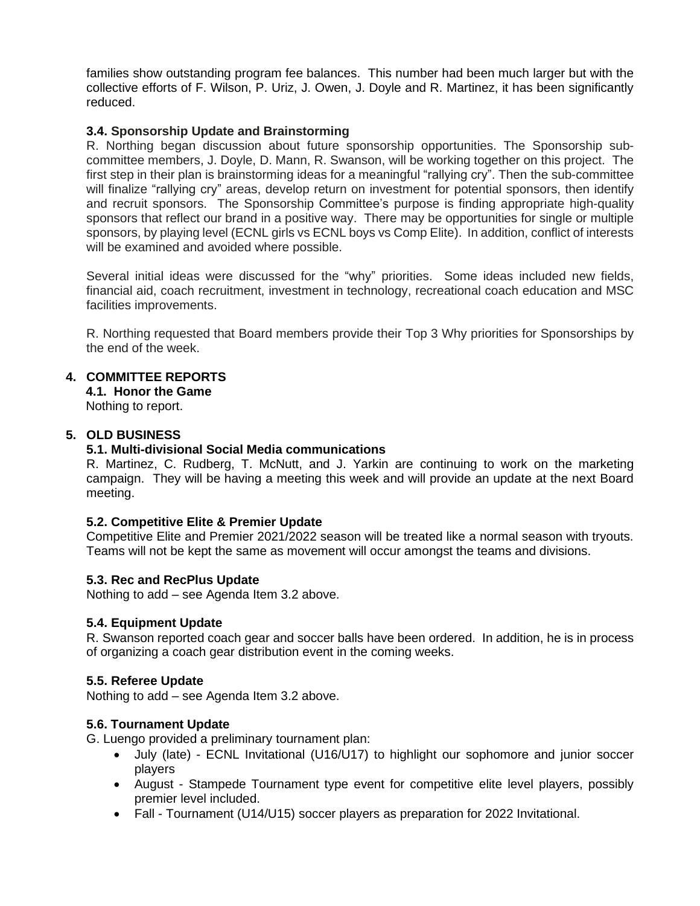families show outstanding program fee balances. This number had been much larger but with the collective efforts of F. Wilson, P. Uriz, J. Owen, J. Doyle and R. Martinez, it has been significantly reduced.

### 3.4. Sponsorship Update and Brainstorming

R. Northing began discussion about future sponsorship opportunities. The Sponsorship sub-committee members, J. Doyle, D. Mann, R. Swanson, will be working together on this project. The first step in their plan is brainstorming ideas for a meaningful "rallying cry". Then the sub-committee will finalize "rallying cry" areas, develop return on investment for potential sponsors, then identify and recruit sponsors. The Sponsorship Committee's purpose is finding appropriate high-quality sponsors that reflect our brand in a positive way. There may be opportunities for single or multiple sponsors, by playing level (ECNL girls vs ECNL boys vs Comp Elite). In addition, conflict of interests will be examined and avoided where possible.

Several initial ideas were discussed for the "why" priorities. Some ideas included new fields, financial aid, coach recruitment, investment in technology, recreational coach education and MSC facilities improvements.

R. Northing requested that Board members provide their Top 3 Why priorities for Sponsorships by the end of the week.

## 4. COMMITTEE REPORTS

### 4.1. Honor the Game

Nothing to report.

## 5. OLD BUSINESS

### 5.1. Multi-divisional Social Media communications

R. Martinez, C. Rudberg, T. McNutt, and J. Yarkin are continuing to work on the marketing campaign. They will be having a meeting this week and will provide an update at the next Board meeting.

### 5.2. Competitive Elite & Premier Update

Competitive Elite and Premier 2021/2022 season will be treated like a normal season with tryouts. Teams will not be kept the same as movement will occur amongst the teams and divisions.

### 5.3. Rec and RecPlus Update

Nothing to add – see Agenda Item 3.2 above.

### 5.4. Equipment Update

R. Swanson reported coach gear and soccer balls have been ordered. In addition, he is in process of organizing a coach gear distribution event in the coming weeks.

### 5.5. Referee Update

Nothing to add – see Agenda Item 3.2 above.

### 5.6. Tournament Update

G. Luengo provided a preliminary tournament plan:

- July (late) - ECNL Invitational (U16/U17) to highlight our sophomore and junior soccer players
- August - Stampede Tournament type event for competitive elite level players, possibly premier level included.
- Fall - Tournament (U14/U15) soccer players as preparation for 2022 Invitational.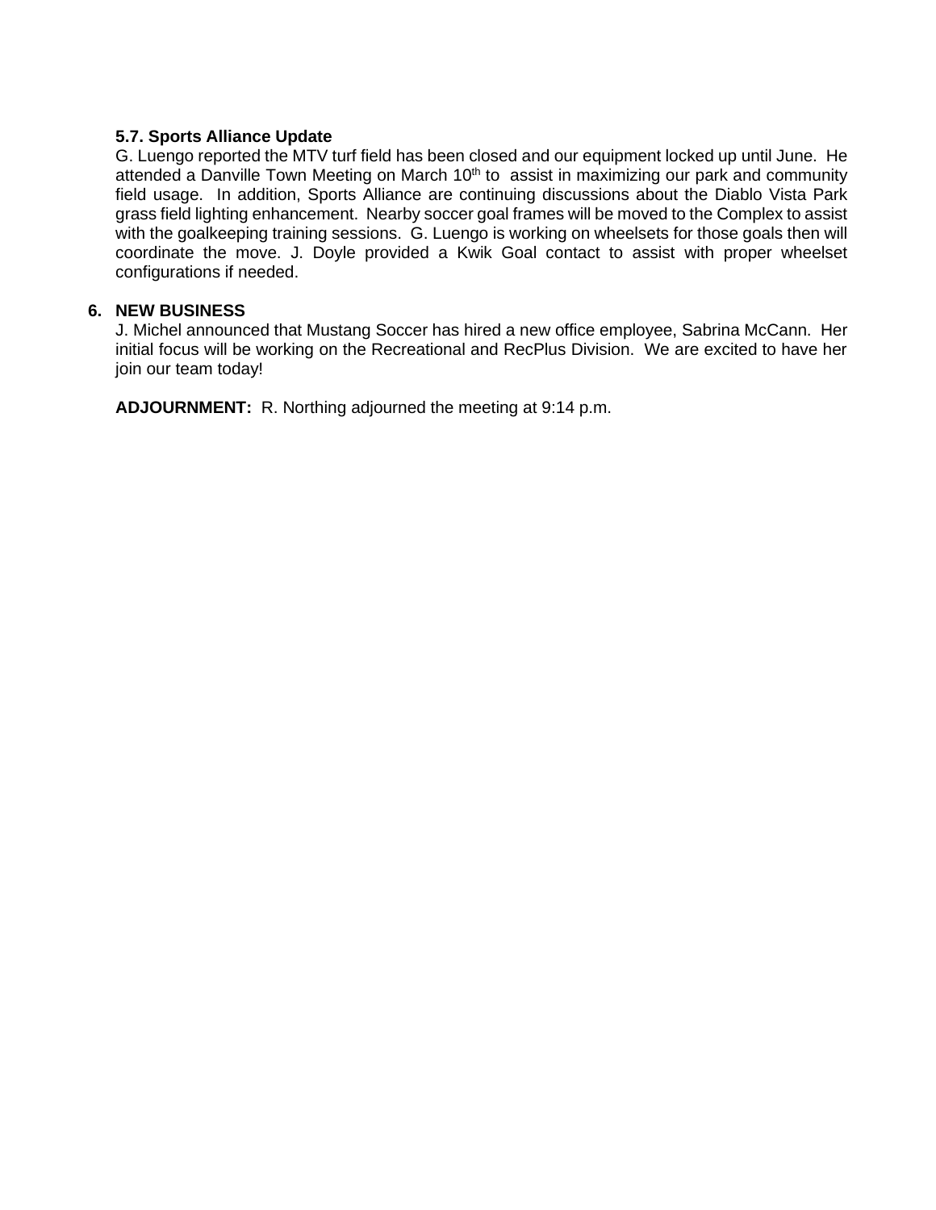### 5.7. Sports Alliance Update

G. Luengo reported the MTV turf field has been closed and our equipment locked up until June. He attended a Danville Town Meeting on March 10th to assist in maximizing our park and community field usage. In addition, Sports Alliance are continuing discussions about the Diablo Vista Park grass field lighting enhancement. Nearby soccer goal frames will be moved to the Complex to assist with the goalkeeping training sessions. G. Luengo is working on wheelsets for those goals then will coordinate the move. J. Doyle provided a Kwik Goal contact to assist with proper wheelset configurations if needed.

## 6. NEW BUSINESS

J. Michel announced that Mustang Soccer has hired a new office employee, Sabrina McCann. Her initial focus will be working on the Recreational and RecPlus Division. We are excited to have her join our team today!

**ADJOURNMENT:** R. Northing adjourned the meeting at 9:14 p.m.